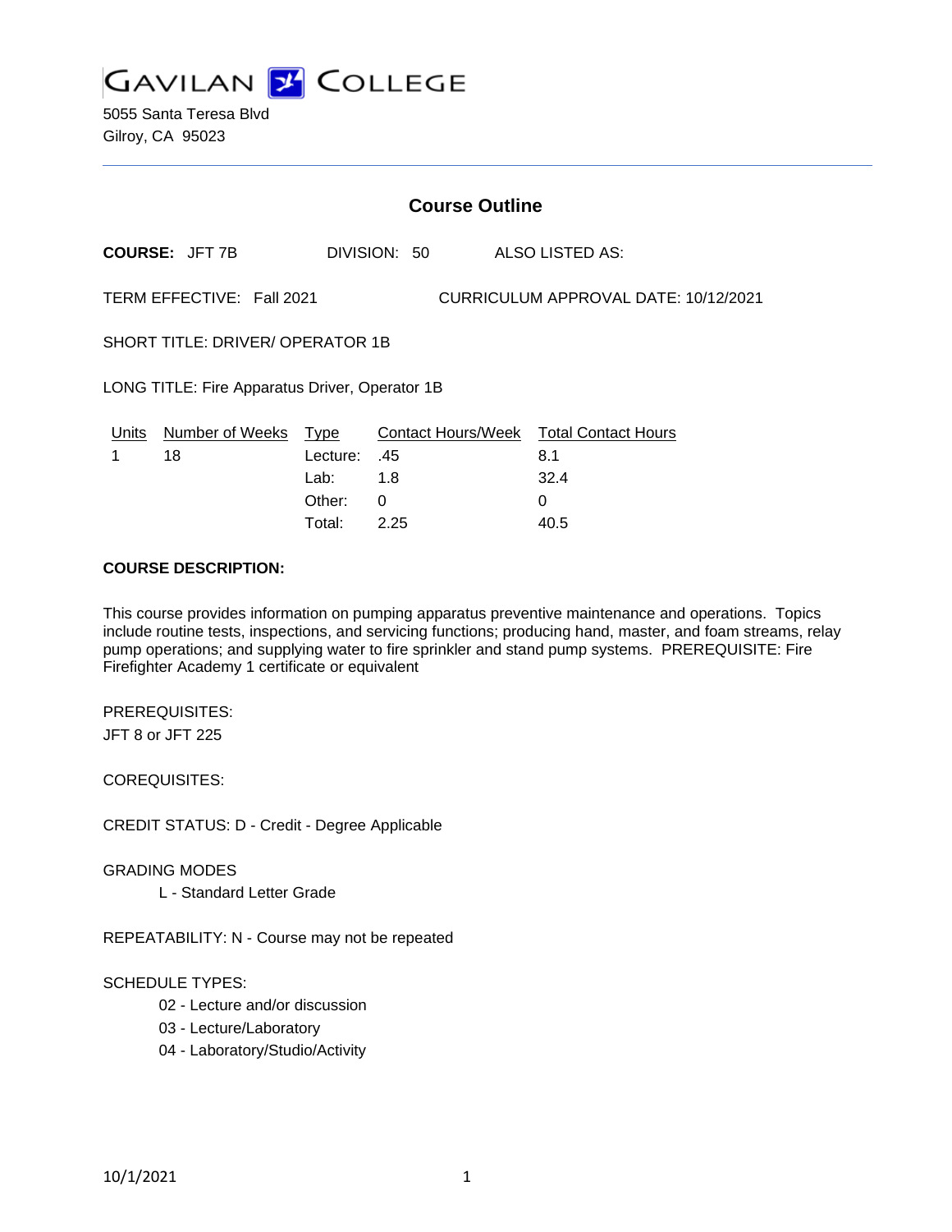GAVILAN COLLEGE

5055 Santa Teresa Blvd
Gilroy, CA 95023

## Course Outline

**COURSE:** JFT 7B DIVISION: 50 ALSO LISTED AS:

TERM EFFECTIVE: Fall 2021 CURRICULUM APPROVAL DATE: 10/12/2021

SHORT TITLE: DRIVER/ OPERATOR 1B

LONG TITLE: Fire Apparatus Driver, Operator 1B

| Units | Number of Weeks | Type | Contact Hours/Week | Total Contact Hours |
|---|---|---|---|---|
| 1 | 18 | Lecture: | .45 | 8.1 |
| | | Lab: | 1.8 | 32.4 |
| | | Other: | 0 | 0 |
| | | Total: | 2.25 | 40.5 |

**COURSE DESCRIPTION:**

This course provides information on pumping apparatus preventive maintenance and operations. Topics include routine tests, inspections, and servicing functions; producing hand, master, and foam streams, relay pump operations; and supplying water to fire sprinkler and stand pump systems. PREREQUISITE: Fire Firefighter Academy 1 certificate or equivalent

PREREQUISITES:

JFT 8 or JFT 225

COREQUISITES:

CREDIT STATUS: D - Credit - Degree Applicable

GRADING MODES

L - Standard Letter Grade

REPEATABILITY: N - Course may not be repeated

SCHEDULE TYPES:

02 - Lecture and/or discussion

03 - Lecture/Laboratory

04 - Laboratory/Studio/Activity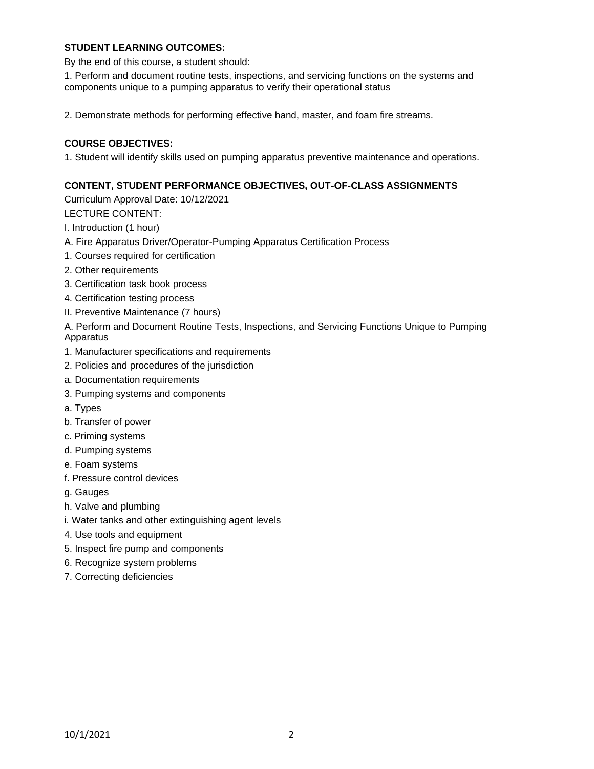**STUDENT LEARNING OUTCOMES:**

By the end of this course, a student should:

1. Perform and document routine tests, inspections, and servicing functions on the systems and components unique to a pumping apparatus to verify their operational status

2. Demonstrate methods for performing effective hand, master, and foam fire streams.

**COURSE OBJECTIVES:**

1. Student will identify skills used on pumping apparatus preventive maintenance and operations.

**CONTENT, STUDENT PERFORMANCE OBJECTIVES, OUT-OF-CLASS ASSIGNMENTS**

Curriculum Approval Date: 10/12/2021

LECTURE CONTENT:

I. Introduction (1 hour)

A. Fire Apparatus Driver/Operator-Pumping Apparatus Certification Process

1. Courses required for certification

2. Other requirements

3. Certification task book process

4. Certification testing process

II. Preventive Maintenance (7 hours)

A. Perform and Document Routine Tests, Inspections, and Servicing Functions Unique to Pumping Apparatus

1. Manufacturer specifications and requirements

2. Policies and procedures of the jurisdiction

a. Documentation requirements

3. Pumping systems and components

a. Types

b. Transfer of power

c. Priming systems

d. Pumping systems

e. Foam systems

f. Pressure control devices

g. Gauges

h. Valve and plumbing

i. Water tanks and other extinguishing agent levels

4. Use tools and equipment

5. Inspect fire pump and components

6. Recognize system problems

7. Correcting deficiencies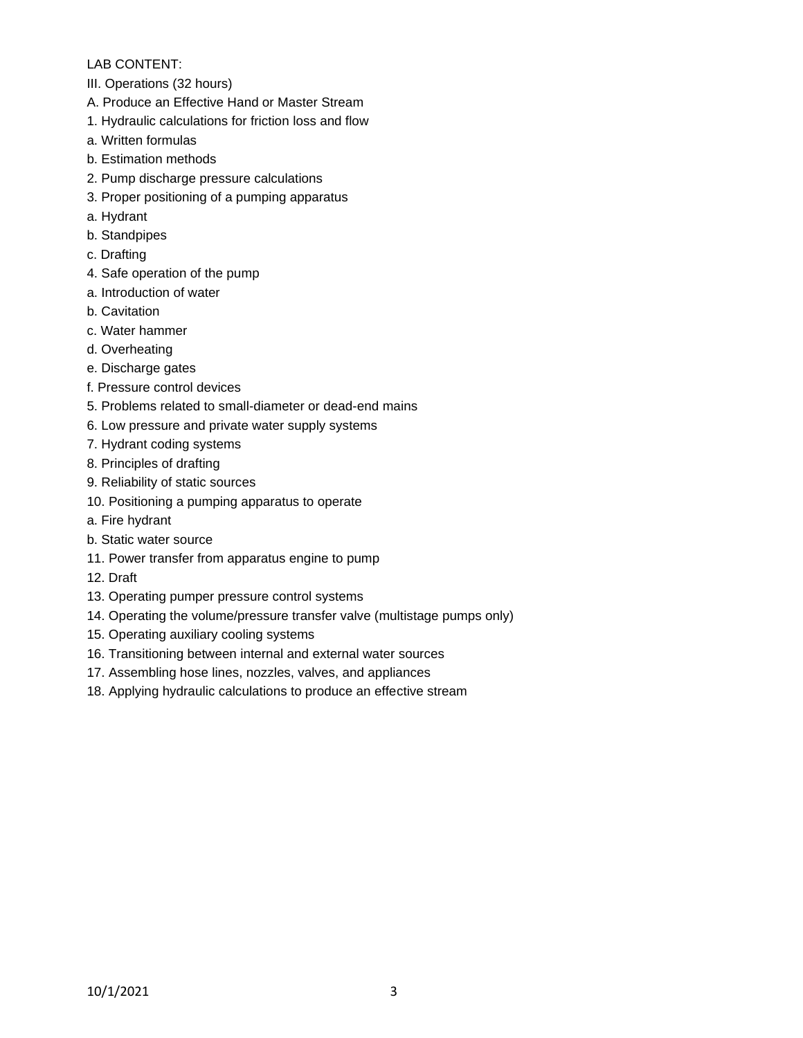LAB CONTENT:

III. Operations (32 hours)

A. Produce an Effective Hand or Master Stream

1. Hydraulic calculations for friction loss and flow
a. Written formulas
b. Estimation methods
2. Pump discharge pressure calculations
3. Proper positioning of a pumping apparatus
a. Hydrant
b. Standpipes
c. Drafting
4. Safe operation of the pump
a. Introduction of water
b. Cavitation
c. Water hammer
d. Overheating
e. Discharge gates
f. Pressure control devices
5. Problems related to small-diameter or dead-end mains
6. Low pressure and private water supply systems
7. Hydrant coding systems
8. Principles of drafting
9. Reliability of static sources
10. Positioning a pumping apparatus to operate
a. Fire hydrant
b. Static water source
11. Power transfer from apparatus engine to pump
12. Draft
13. Operating pumper pressure control systems
14. Operating the volume/pressure transfer valve (multistage pumps only)
15. Operating auxiliary cooling systems
16. Transitioning between internal and external water sources
17. Assembling hose lines, nozzles, valves, and appliances
18. Applying hydraulic calculations to produce an effective stream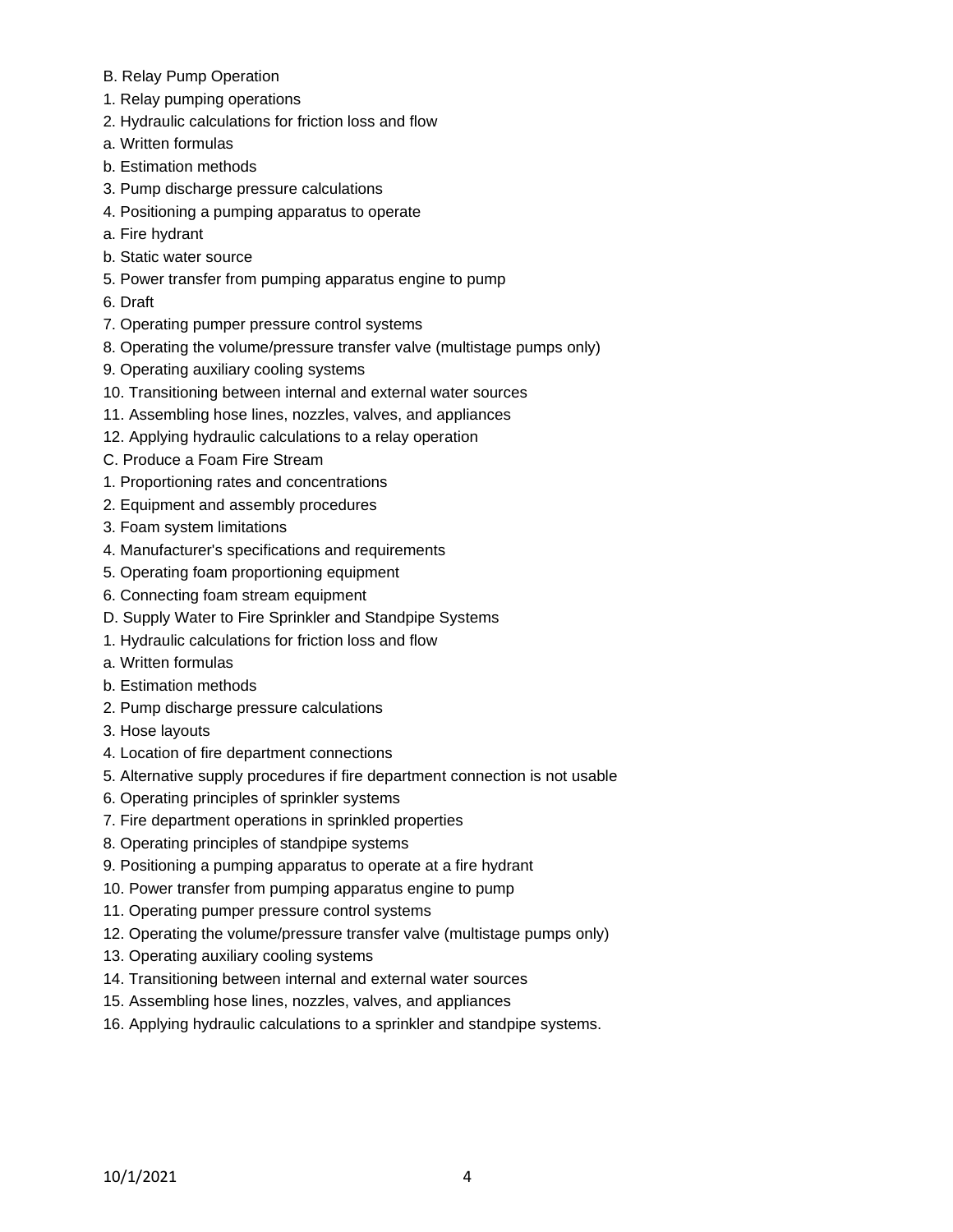B. Relay Pump Operation

1. Relay pumping operations
2. Hydraulic calculations for friction loss and flow

a. Written formulas

b. Estimation methods

3. Pump discharge pressure calculations
4. Positioning a pumping apparatus to operate

a. Fire hydrant

b. Static water source

5. Power transfer from pumping apparatus engine to pump
6. Draft
7. Operating pumper pressure control systems
8. Operating the volume/pressure transfer valve (multistage pumps only)
9. Operating auxiliary cooling systems
10. Transitioning between internal and external water sources
11. Assembling hose lines, nozzles, valves, and appliances
12. Applying hydraulic calculations to a relay operation

C. Produce a Foam Fire Stream

1. Proportioning rates and concentrations
2. Equipment and assembly procedures
3. Foam system limitations
4. Manufacturer's specifications and requirements
5. Operating foam proportioning equipment
6. Connecting foam stream equipment

D. Supply Water to Fire Sprinkler and Standpipe Systems

1. Hydraulic calculations for friction loss and flow

a. Written formulas

b. Estimation methods

2. Pump discharge pressure calculations
3. Hose layouts
4. Location of fire department connections
5. Alternative supply procedures if fire department connection is not usable
6. Operating principles of sprinkler systems
7. Fire department operations in sprinkled properties
8. Operating principles of standpipe systems
9. Positioning a pumping apparatus to operate at a fire hydrant
10. Power transfer from pumping apparatus engine to pump
11. Operating pumper pressure control systems
12. Operating the volume/pressure transfer valve (multistage pumps only)
13. Operating auxiliary cooling systems
14. Transitioning between internal and external water sources
15. Assembling hose lines, nozzles, valves, and appliances
16. Applying hydraulic calculations to a sprinkler and standpipe systems.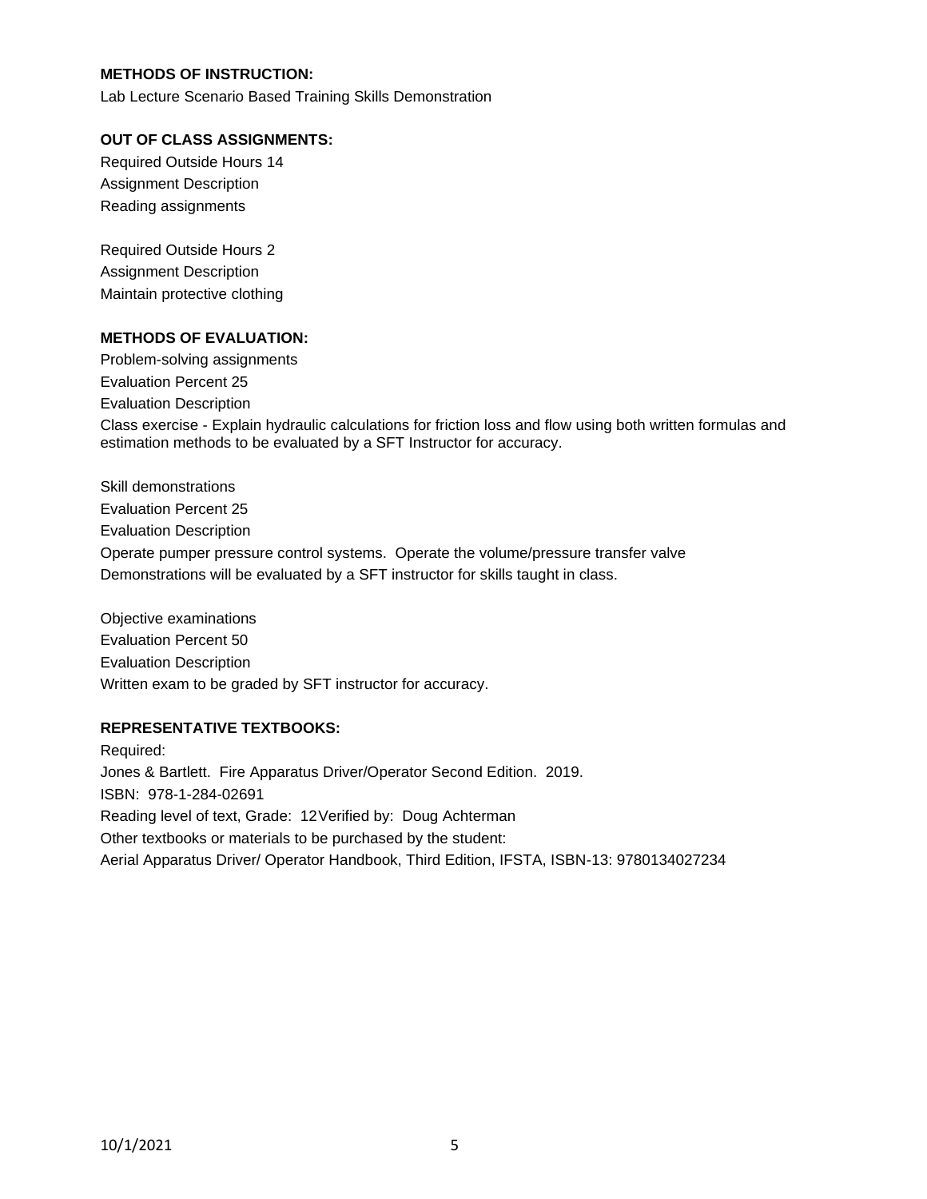**METHODS OF INSTRUCTION:**

Lab Lecture Scenario Based Training Skills Demonstration

**OUT OF CLASS ASSIGNMENTS:**

Required Outside Hours 14
Assignment Description
Reading assignments

Required Outside Hours 2
Assignment Description
Maintain protective clothing

**METHODS OF EVALUATION:**

Problem-solving assignments
Evaluation Percent 25
Evaluation Description
Class exercise - Explain hydraulic calculations for friction loss and flow using both written formulas and estimation methods to be evaluated by a SFT Instructor for accuracy.

Skill demonstrations
Evaluation Percent 25
Evaluation Description
Operate pumper pressure control systems. Operate the volume/pressure transfer valve Demonstrations will be evaluated by a SFT instructor for skills taught in class.

Objective examinations
Evaluation Percent 50
Evaluation Description
Written exam to be graded by SFT instructor for accuracy.

**REPRESENTATIVE TEXTBOOKS:**

Required:
Jones & Bartlett. Fire Apparatus Driver/Operator Second Edition. 2019.
ISBN: 978-1-284-02691
Reading level of text, Grade: 12 Verified by: Doug Achterman
Other textbooks or materials to be purchased by the student:
Aerial Apparatus Driver/ Operator Handbook, Third Edition, IFSTA, ISBN-13: 9780134027234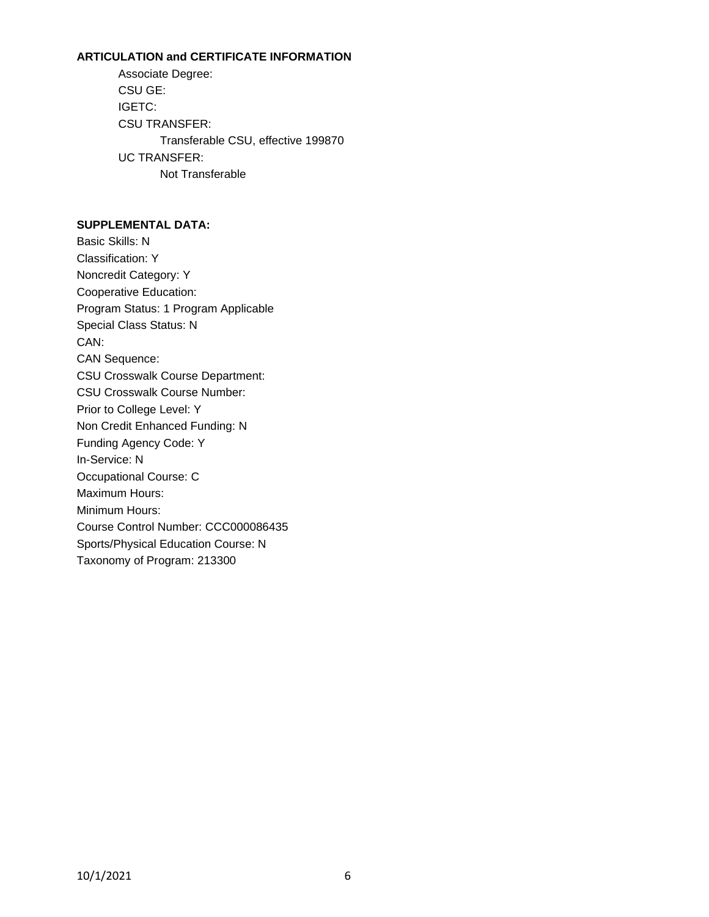**ARTICULATION and CERTIFICATE INFORMATION**

Associate Degree:
CSU GE:
IGETC:
CSU TRANSFER:
Transferable CSU, effective 199870
UC TRANSFER:
Not Transferable

**SUPPLEMENTAL DATA:**

Basic Skills: N
Classification: Y
Noncredit Category: Y
Cooperative Education:
Program Status: 1 Program Applicable
Special Class Status: N
CAN:
CAN Sequence:
CSU Crosswalk Course Department:
CSU Crosswalk Course Number:
Prior to College Level: Y
Non Credit Enhanced Funding: N
Funding Agency Code: Y
In-Service: N
Occupational Course: C
Maximum Hours:
Minimum Hours:
Course Control Number: CCC000086435
Sports/Physical Education Course: N
Taxonomy of Program: 213300